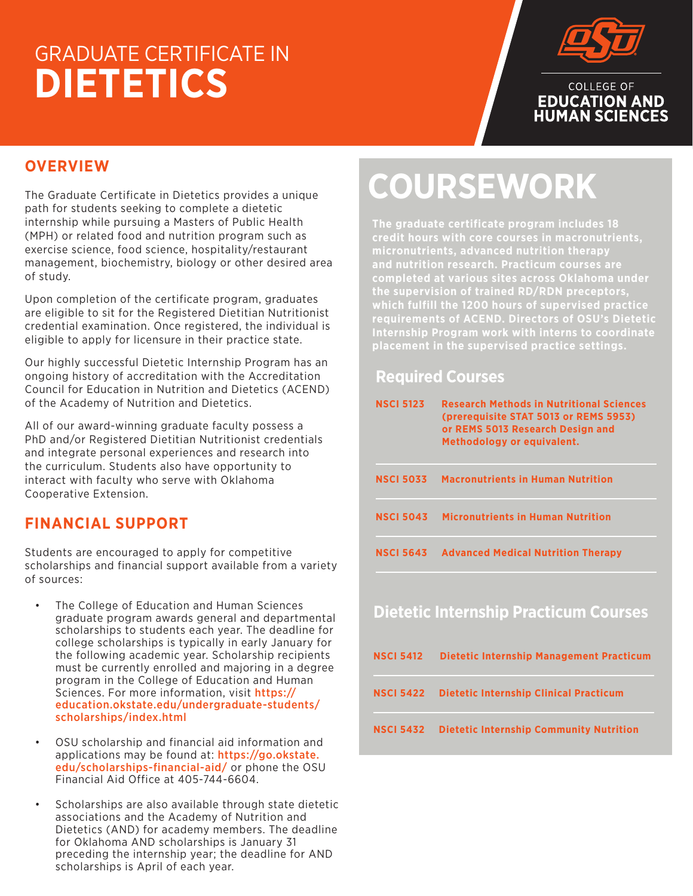# GRADUATE CERTIFICATE IN **DIETETICS**

COLLEGE OF
**EDUCATION AND HUMAN SCIENCES**

## OVERVIEW

The Graduate Certificate in Dietetics provides a unique path for students seeking to complete a dietetic internship while pursuing a Masters of Public Health (MPH) or related food and nutrition program such as exercise science, food science, hospitality/restaurant management, biochemistry, biology or other desired area of study.

Upon completion of the certificate program, graduates are eligible to sit for the Registered Dietitian Nutritionist credential examination. Once registered, the individual is eligible to apply for licensure in their practice state.

Our highly successful Dietetic Internship Program has an ongoing history of accreditation with the Accreditation Council for Education in Nutrition and Dietetics (ACEND) of the Academy of Nutrition and Dietetics.

All of our award-winning graduate faculty possess a PhD and/or Registered Dietitian Nutritionist credentials and integrate personal experiences and research into the curriculum. Students also have opportunity to interact with faculty who serve with Oklahoma Cooperative Extension.

## FINANCIAL SUPPORT

Students are encouraged to apply for competitive scholarships and financial support available from a variety of sources:

- The College of Education and Human Sciences graduate program awards general and departmental scholarships to students each year. The deadline for college scholarships is typically in early January for the following academic year. Scholarship recipients must be currently enrolled and majoring in a degree program in the College of Education and Human Sciences. For more information, visit **https://education.okstate.edu/undergraduate-students/scholarships/index.html**
- OSU scholarship and financial aid information and applications may be found at: **https://go.okstate.edu/scholarships-financial-aid/** or phone the OSU Financial Aid Office at 405-744-6604.
- Scholarships are also available through state dietetic associations and the Academy of Nutrition and Dietetics (AND) for academy members. The deadline for Oklahoma AND scholarships is January 31 preceding the internship year; the deadline for AND scholarships is April of each year.

# COURSEWORK

**The graduate certificate program includes 18 credit hours with core courses in macronutrients, micronutrients, advanced nutrition therapy and nutrition research. Practicum courses are completed at various sites across Oklahoma under the supervision of trained RD/RDN preceptors, which fulfill the 1200 hours of supervised practice requirements of ACEND. Directors of OSU's Dietetic Internship Program work with interns to coordinate placement in the supervised practice settings.**

### Required Courses

| | |
|---|---|
| **NSCI 5123** | **Research Methods in Nutritional Sciences (prerequisite STAT 5013 or REMS 5953) or REMS 5013 Research Design and Methodology or equivalent.** |
| **NSCI 5033** | **Macronutrients in Human Nutrition** |
| **NSCI 5043** | **Micronutrients in Human Nutrition** |
| **NSCI 5643** | **Advanced Medical Nutrition Therapy** |

### Dietetic Internship Practicum Courses

| | |
|---|---|
| **NSCI 5412** | **Dietetic Internship Management Practicum** |
| **NSCI 5422** | **Dietetic Internship Clinical Practicum** |
| **NSCI 5432** | **Dietetic Internship Community Nutrition** |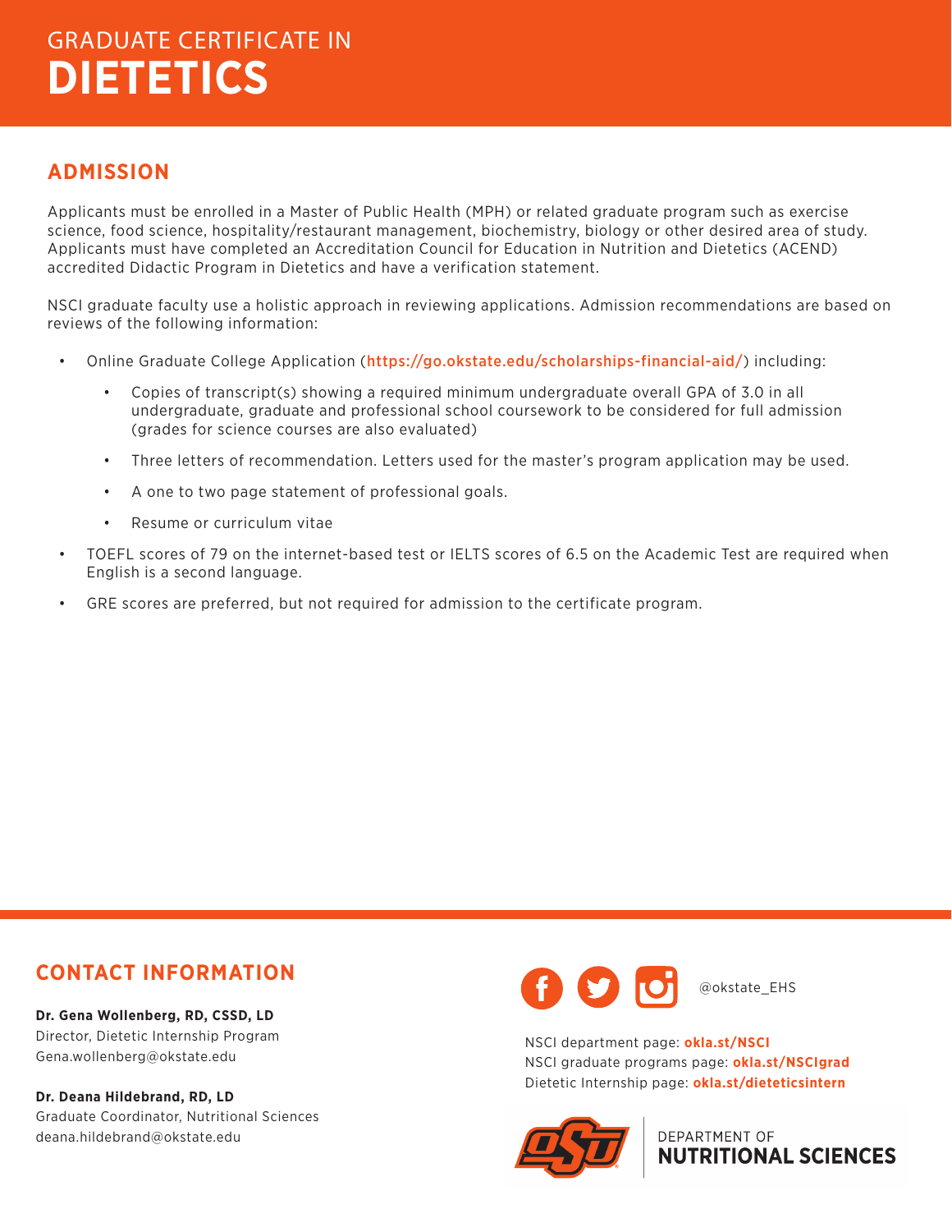# GRADUATE CERTIFICATE IN DIETETICS

## ADMISSION

Applicants must be enrolled in a Master of Public Health (MPH) or related graduate program such as exercise science, food science, hospitality/restaurant management, biochemistry, biology or other desired area of study. Applicants must have completed an Accreditation Council for Education in Nutrition and Dietetics (ACEND) accredited Didactic Program in Dietetics and have a verification statement.

NSCI graduate faculty use a holistic approach in reviewing applications. Admission recommendations are based on reviews of the following information:

- Online Graduate College Application (https://go.okstate.edu/scholarships-financial-aid/) including:
  - Copies of transcript(s) showing a required minimum undergraduate overall GPA of 3.0 in all undergraduate, graduate and professional school coursework to be considered for full admission (grades for science courses are also evaluated)
  - Three letters of recommendation. Letters used for the master's program application may be used.
  - A one to two page statement of professional goals.
  - Resume or curriculum vitae
- TOEFL scores of 79 on the internet-based test or IELTS scores of 6.5 on the Academic Test are required when English is a second language.
- GRE scores are preferred, but not required for admission to the certificate program.

## CONTACT INFORMATION

**Dr. Gena Wollenberg, RD, CSSD, LD**
Director, Dietetic Internship Program
Gena.wollenberg@okstate.edu

**Dr. Deana Hildebrand, RD, LD**
Graduate Coordinator, Nutritional Sciences
deana.hildebrand@okstate.edu

@okstate_EHS

NSCI department page: **okla.st/NSCI**
NSCI graduate programs page: **okla.st/NSCIgrad**
Dietetic Internship page: **okla.st/dieteticsintern**

DEPARTMENT OF **NUTRITIONAL SCIENCES**